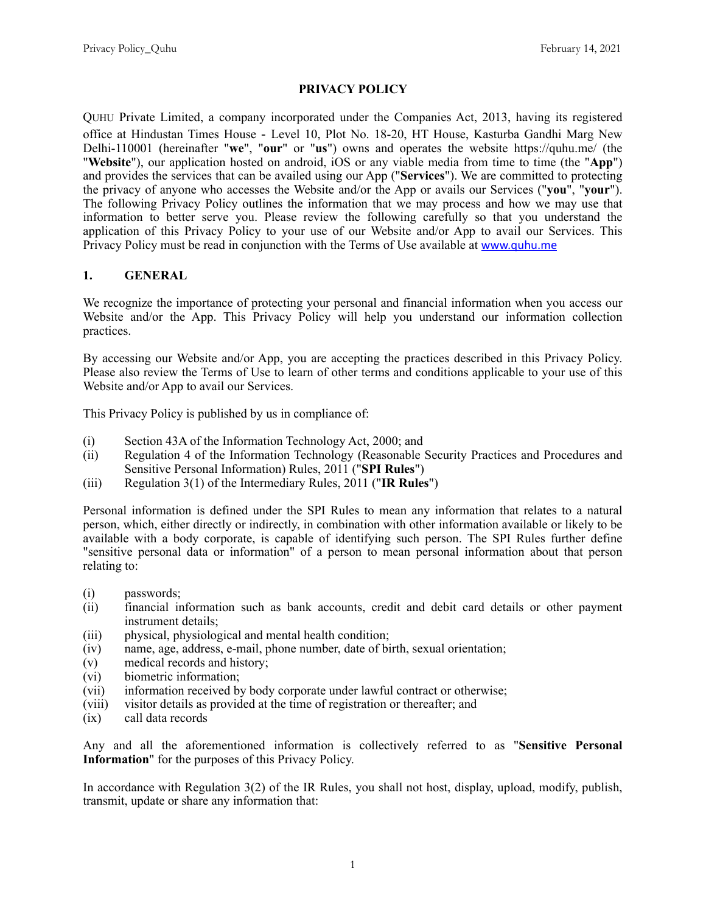# PRIVACY POLICY

QUHU Private Limited, a company incorporated under the Companies Act, 2013, having its registered office at Hindustan Times House - Level 10, Plot No. 18-20, HT House, Kasturba Gandhi Marg New Delhi-110001 (hereinafter "**we**", "**our**" or "**us**") owns and operates the website https://quhu.me/ (the "**Website**"), our application hosted on android, iOS or any viable media from time to time (the "**App**") and provides the services that can be availed using our App ("**Services**"). We are committed to protecting the privacy of anyone who accesses the Website and/or the App or avails our Services ("**you**", "**your**"). The following Privacy Policy outlines the information that we may process and how we may use that information to better serve you. Please review the following carefully so that you understand the application of this Privacy Policy to your use of our Website and/or App to avail our Services. This Privacy Policy must be read in conjunction with the Terms of Use available at www.quhu.me

## 1. GENERAL

We recognize the importance of protecting your personal and financial information when you access our Website and/or the App. This Privacy Policy will help you understand our information collection practices.

By accessing our Website and/or App, you are accepting the practices described in this Privacy Policy. Please also review the Terms of Use to learn of other terms and conditions applicable to your use of this Website and/or App to avail our Services.

This Privacy Policy is published by us in compliance of:

(i) Section 43A of the Information Technology Act, 2000; and
(ii) Regulation 4 of the Information Technology (Reasonable Security Practices and Procedures and Sensitive Personal Information) Rules, 2011 ("**SPI Rules**")
(iii) Regulation 3(1) of the Intermediary Rules, 2011 ("**IR Rules**")

Personal information is defined under the SPI Rules to mean any information that relates to a natural person, which, either directly or indirectly, in combination with other information available or likely to be available with a body corporate, is capable of identifying such person. The SPI Rules further define "sensitive personal data or information" of a person to mean personal information about that person relating to:

(i) passwords;
(ii) financial information such as bank accounts, credit and debit card details or other payment instrument details;
(iii) physical, physiological and mental health condition;
(iv) name, age, address, e-mail, phone number, date of birth, sexual orientation;
(v) medical records and history;
(vi) biometric information;
(vii) information received by body corporate under lawful contract or otherwise;
(viii) visitor details as provided at the time of registration or thereafter; and
(ix) call data records

Any and all the aforementioned information is collectively referred to as "**Sensitive Personal Information**" for the purposes of this Privacy Policy.

In accordance with Regulation 3(2) of the IR Rules, you shall not host, display, upload, modify, publish, transmit, update or share any information that: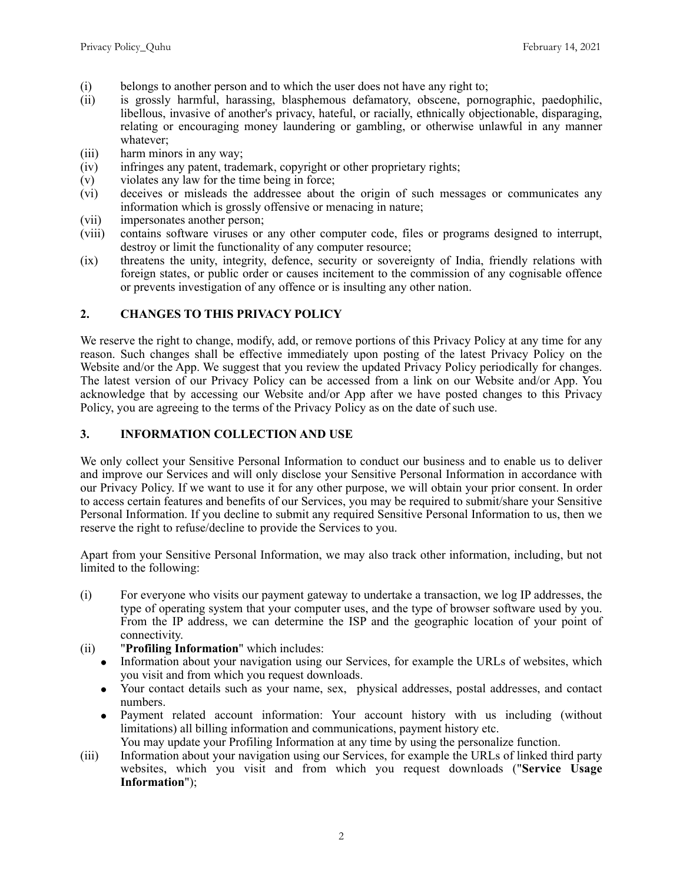(i) belongs to another person and to which the user does not have any right to;

(ii) is grossly harmful, harassing, blasphemous defamatory, obscene, pornographic, paedophilic, libellous, invasive of another's privacy, hateful, or racially, ethnically objectionable, disparaging, relating or encouraging money laundering or gambling, or otherwise unlawful in any manner whatever;

(iii) harm minors in any way;

(iv) infringes any patent, trademark, copyright or other proprietary rights;

(v) violates any law for the time being in force;

(vi) deceives or misleads the addressee about the origin of such messages or communicates any information which is grossly offensive or menacing in nature;

(vii) impersonates another person;

(viii) contains software viruses or any other computer code, files or programs designed to interrupt, destroy or limit the functionality of any computer resource;

(ix) threatens the unity, integrity, defence, security or sovereignty of India, friendly relations with foreign states, or public order or causes incitement to the commission of any cognisable offence or prevents investigation of any offence or is insulting any other nation.

## 2. CHANGES TO THIS PRIVACY POLICY

We reserve the right to change, modify, add, or remove portions of this Privacy Policy at any time for any reason. Such changes shall be effective immediately upon posting of the latest Privacy Policy on the Website and/or the App. We suggest that you review the updated Privacy Policy periodically for changes. The latest version of our Privacy Policy can be accessed from a link on our Website and/or App. You acknowledge that by accessing our Website and/or App after we have posted changes to this Privacy Policy, you are agreeing to the terms of the Privacy Policy as on the date of such use.

## 3. INFORMATION COLLECTION AND USE

We only collect your Sensitive Personal Information to conduct our business and to enable us to deliver and improve our Services and will only disclose your Sensitive Personal Information in accordance with our Privacy Policy. If we want to use it for any other purpose, we will obtain your prior consent. In order to access certain features and benefits of our Services, you may be required to submit/share your Sensitive Personal Information. If you decline to submit any required Sensitive Personal Information to us, then we reserve the right to refuse/decline to provide the Services to you.

Apart from your Sensitive Personal Information, we may also track other information, including, but not limited to the following:

(i) For everyone who visits our payment gateway to undertake a transaction, we log IP addresses, the type of operating system that your computer uses, and the type of browser software used by you. From the IP address, we can determine the ISP and the geographic location of your point of connectivity.

(ii) "**Profiling Information**" which includes:
- Information about your navigation using our Services, for example the URLs of websites, which you visit and from which you request downloads.
- Your contact details such as your name, sex, physical addresses, postal addresses, and contact numbers.
- Payment related account information: Your account history with us including (without limitations) all billing information and communications, payment history etc.

You may update your Profiling Information at any time by using the personalize function.

(iii) Information about your navigation using our Services, for example the URLs of linked third party websites, which you visit and from which you request downloads ("**Service Usage Information**");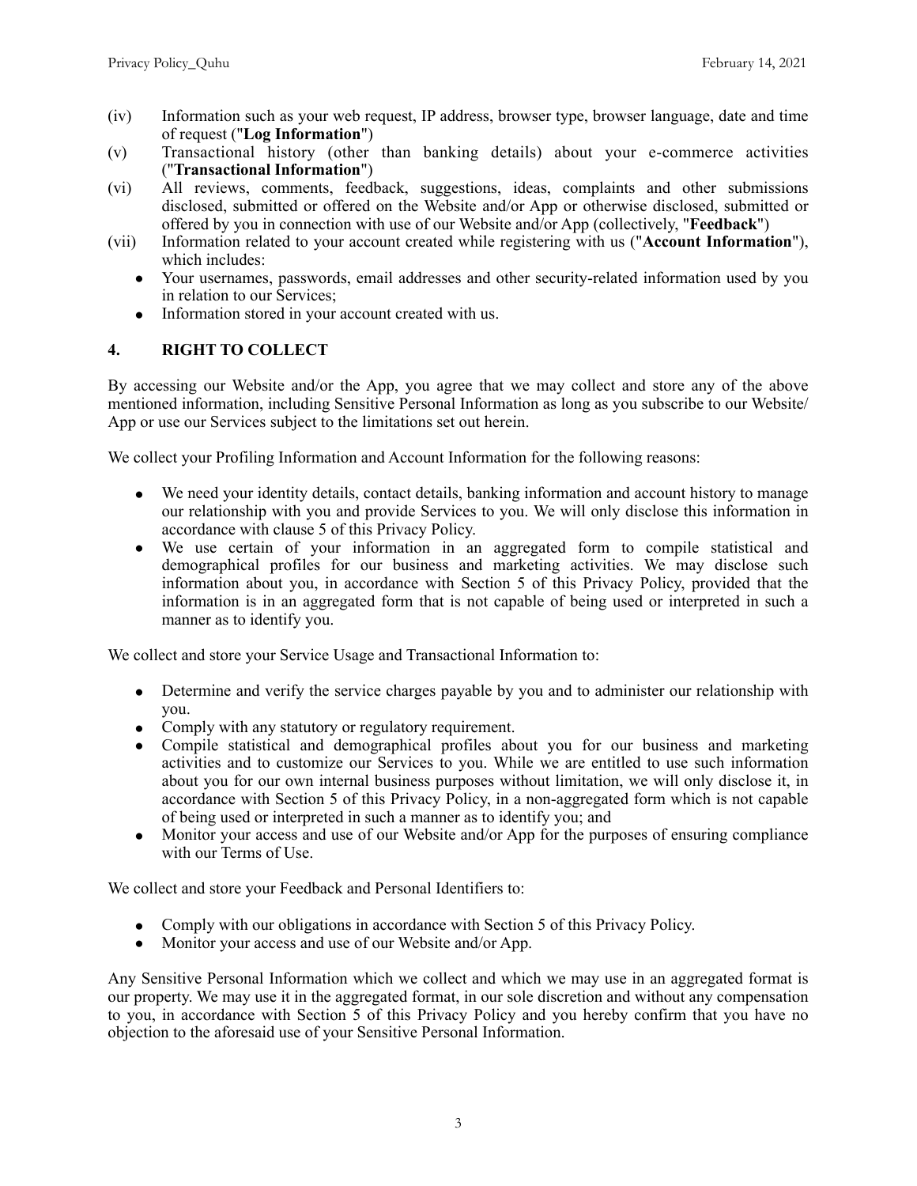(iv) Information such as your web request, IP address, browser type, browser language, date and time of request ("**Log Information**")

(v) Transactional history (other than banking details) about your e-commerce activities ("**Transactional Information**")

(vi) All reviews, comments, feedback, suggestions, ideas, complaints and other submissions disclosed, submitted or offered on the Website and/or App or otherwise disclosed, submitted or offered by you in connection with use of our Website and/or App (collectively, "**Feedback**")

(vii) Information related to your account created while registering with us ("**Account Information**"), which includes:

- Your usernames, passwords, email addresses and other security-related information used by you in relation to our Services;
- Information stored in your account created with us.

## 4. RIGHT TO COLLECT

By accessing our Website and/or the App, you agree that we may collect and store any of the above mentioned information, including Sensitive Personal Information as long as you subscribe to our Website/ App or use our Services subject to the limitations set out herein.

We collect your Profiling Information and Account Information for the following reasons:

- We need your identity details, contact details, banking information and account history to manage our relationship with you and provide Services to you. We will only disclose this information in accordance with clause 5 of this Privacy Policy.
- We use certain of your information in an aggregated form to compile statistical and demographical profiles for our business and marketing activities. We may disclose such information about you, in accordance with Section 5 of this Privacy Policy, provided that the information is in an aggregated form that is not capable of being used or interpreted in such a manner as to identify you.

We collect and store your Service Usage and Transactional Information to:

- Determine and verify the service charges payable by you and to administer our relationship with you.
- Comply with any statutory or regulatory requirement.
- Compile statistical and demographical profiles about you for our business and marketing activities and to customize our Services to you. While we are entitled to use such information about you for our own internal business purposes without limitation, we will only disclose it, in accordance with Section 5 of this Privacy Policy, in a non-aggregated form which is not capable of being used or interpreted in such a manner as to identify you; and
- Monitor your access and use of our Website and/or App for the purposes of ensuring compliance with our Terms of Use.

We collect and store your Feedback and Personal Identifiers to:

- Comply with our obligations in accordance with Section 5 of this Privacy Policy.
- Monitor your access and use of our Website and/or App.

Any Sensitive Personal Information which we collect and which we may use in an aggregated format is our property. We may use it in the aggregated format, in our sole discretion and without any compensation to you, in accordance with Section 5 of this Privacy Policy and you hereby confirm that you have no objection to the aforesaid use of your Sensitive Personal Information.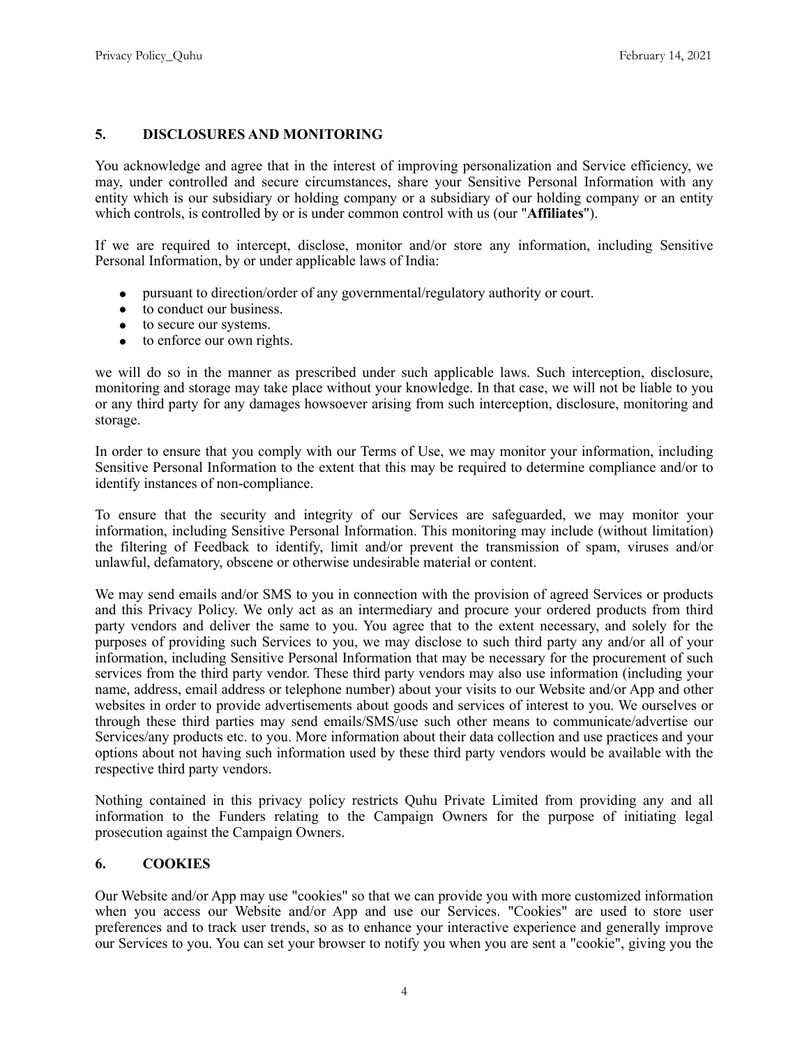## 5. DISCLOSURES AND MONITORING

You acknowledge and agree that in the interest of improving personalization and Service efficiency, we may, under controlled and secure circumstances, share your Sensitive Personal Information with any entity which is our subsidiary or holding company or a subsidiary of our holding company or an entity which controls, is controlled by or is under common control with us (our "**Affiliates**").

If we are required to intercept, disclose, monitor and/or store any information, including Sensitive Personal Information, by or under applicable laws of India:

- pursuant to direction/order of any governmental/regulatory authority or court.
- to conduct our business.
- to secure our systems.
- to enforce our own rights.

we will do so in the manner as prescribed under such applicable laws. Such interception, disclosure, monitoring and storage may take place without your knowledge. In that case, we will not be liable to you or any third party for any damages howsoever arising from such interception, disclosure, monitoring and storage.

In order to ensure that you comply with our Terms of Use, we may monitor your information, including Sensitive Personal Information to the extent that this may be required to determine compliance and/or to identify instances of non-compliance.

To ensure that the security and integrity of our Services are safeguarded, we may monitor your information, including Sensitive Personal Information. This monitoring may include (without limitation) the filtering of Feedback to identify, limit and/or prevent the transmission of spam, viruses and/or unlawful, defamatory, obscene or otherwise undesirable material or content.

We may send emails and/or SMS to you in connection with the provision of agreed Services or products and this Privacy Policy. We only act as an intermediary and procure your ordered products from third party vendors and deliver the same to you. You agree that to the extent necessary, and solely for the purposes of providing such Services to you, we may disclose to such third party any and/or all of your information, including Sensitive Personal Information that may be necessary for the procurement of such services from the third party vendor. These third party vendors may also use information (including your name, address, email address or telephone number) about your visits to our Website and/or App and other websites in order to provide advertisements about goods and services of interest to you. We ourselves or through these third parties may send emails/SMS/use such other means to communicate/advertise our Services/any products etc. to you. More information about their data collection and use practices and your options about not having such information used by these third party vendors would be available with the respective third party vendors.

Nothing contained in this privacy policy restricts Quhu Private Limited from providing any and all information to the Funders relating to the Campaign Owners for the purpose of initiating legal prosecution against the Campaign Owners.

## 6. COOKIES

Our Website and/or App may use "cookies" so that we can provide you with more customized information when you access our Website and/or App and use our Services. "Cookies" are used to store user preferences and to track user trends, so as to enhance your interactive experience and generally improve our Services to you. You can set your browser to notify you when you are sent a "cookie", giving you the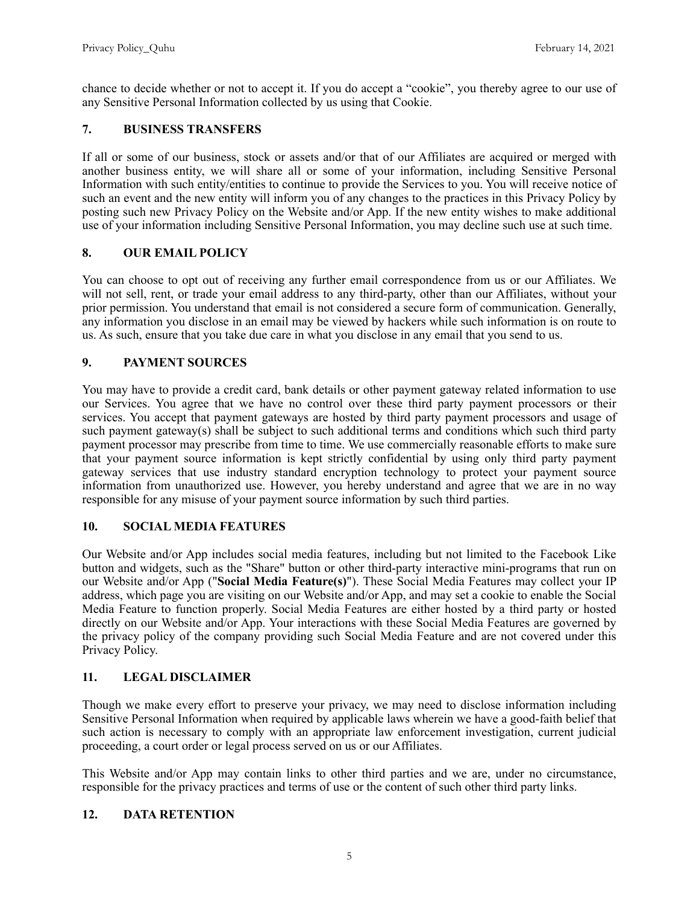chance to decide whether or not to accept it. If you do accept a "cookie", you thereby agree to our use of any Sensitive Personal Information collected by us using that Cookie.

## 7. BUSINESS TRANSFERS

If all or some of our business, stock or assets and/or that of our Affiliates are acquired or merged with another business entity, we will share all or some of your information, including Sensitive Personal Information with such entity/entities to continue to provide the Services to you. You will receive notice of such an event and the new entity will inform you of any changes to the practices in this Privacy Policy by posting such new Privacy Policy on the Website and/or App. If the new entity wishes to make additional use of your information including Sensitive Personal Information, you may decline such use at such time.

## 8. OUR EMAIL POLICY

You can choose to opt out of receiving any further email correspondence from us or our Affiliates. We will not sell, rent, or trade your email address to any third-party, other than our Affiliates, without your prior permission. You understand that email is not considered a secure form of communication. Generally, any information you disclose in an email may be viewed by hackers while such information is on route to us. As such, ensure that you take due care in what you disclose in any email that you send to us.

## 9. PAYMENT SOURCES

You may have to provide a credit card, bank details or other payment gateway related information to use our Services. You agree that we have no control over these third party payment processors or their services. You accept that payment gateways are hosted by third party payment processors and usage of such payment gateway(s) shall be subject to such additional terms and conditions which such third party payment processor may prescribe from time to time. We use commercially reasonable efforts to make sure that your payment source information is kept strictly confidential by using only third party payment gateway services that use industry standard encryption technology to protect your payment source information from unauthorized use. However, you hereby understand and agree that we are in no way responsible for any misuse of your payment source information by such third parties.

## 10. SOCIAL MEDIA FEATURES

Our Website and/or App includes social media features, including but not limited to the Facebook Like button and widgets, such as the "Share" button or other third-party interactive mini-programs that run on our Website and/or App ("**Social Media Feature(s)**"). These Social Media Features may collect your IP address, which page you are visiting on our Website and/or App, and may set a cookie to enable the Social Media Feature to function properly. Social Media Features are either hosted by a third party or hosted directly on our Website and/or App. Your interactions with these Social Media Features are governed by the privacy policy of the company providing such Social Media Feature and are not covered under this Privacy Policy.

## 11. LEGAL DISCLAIMER

Though we make every effort to preserve your privacy, we may need to disclose information including Sensitive Personal Information when required by applicable laws wherein we have a good-faith belief that such action is necessary to comply with an appropriate law enforcement investigation, current judicial proceeding, a court order or legal process served on us or our Affiliates.

This Website and/or App may contain links to other third parties and we are, under no circumstance, responsible for the privacy practices and terms of use or the content of such other third party links.

## 12. DATA RETENTION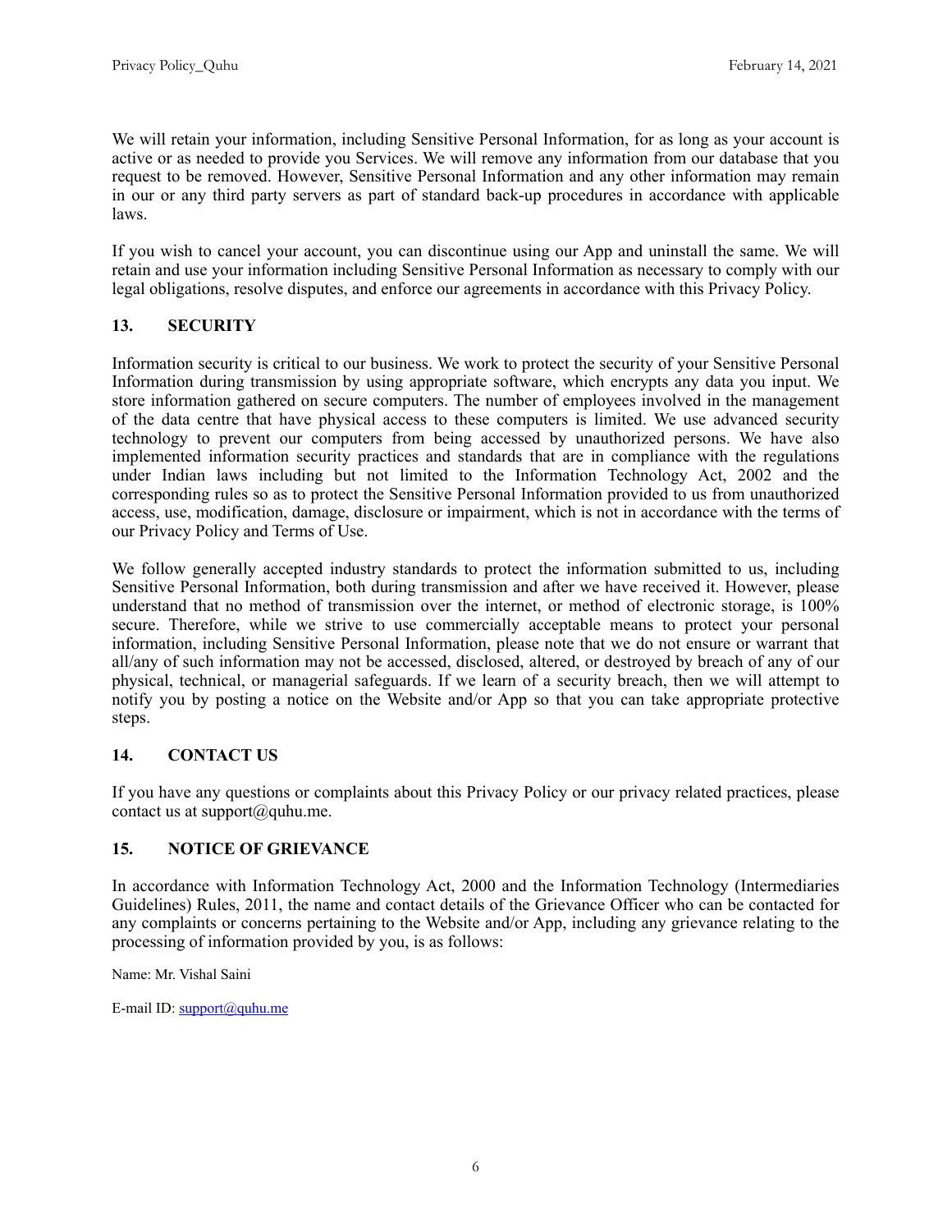We will retain your information, including Sensitive Personal Information, for as long as your account is active or as needed to provide you Services. We will remove any information from our database that you request to be removed. However, Sensitive Personal Information and any other information may remain in our or any third party servers as part of standard back-up procedures in accordance with applicable laws.

If you wish to cancel your account, you can discontinue using our App and uninstall the same. We will retain and use your information including Sensitive Personal Information as necessary to comply with our legal obligations, resolve disputes, and enforce our agreements in accordance with this Privacy Policy.

## 13. SECURITY

Information security is critical to our business. We work to protect the security of your Sensitive Personal Information during transmission by using appropriate software, which encrypts any data you input. We store information gathered on secure computers. The number of employees involved in the management of the data centre that have physical access to these computers is limited. We use advanced security technology to prevent our computers from being accessed by unauthorized persons. We have also implemented information security practices and standards that are in compliance with the regulations under Indian laws including but not limited to the Information Technology Act, 2002 and the corresponding rules so as to protect the Sensitive Personal Information provided to us from unauthorized access, use, modification, damage, disclosure or impairment, which is not in accordance with the terms of our Privacy Policy and Terms of Use.

We follow generally accepted industry standards to protect the information submitted to us, including Sensitive Personal Information, both during transmission and after we have received it. However, please understand that no method of transmission over the internet, or method of electronic storage, is 100% secure. Therefore, while we strive to use commercially acceptable means to protect your personal information, including Sensitive Personal Information, please note that we do not ensure or warrant that all/any of such information may not be accessed, disclosed, altered, or destroyed by breach of any of our physical, technical, or managerial safeguards. If we learn of a security breach, then we will attempt to notify you by posting a notice on the Website and/or App so that you can take appropriate protective steps.

## 14. CONTACT US

If you have any questions or complaints about this Privacy Policy or our privacy related practices, please contact us at support@quhu.me.

## 15. NOTICE OF GRIEVANCE

In accordance with Information Technology Act, 2000 and the Information Technology (Intermediaries Guidelines) Rules, 2011, the name and contact details of the Grievance Officer who can be contacted for any complaints or concerns pertaining to the Website and/or App, including any grievance relating to the processing of information provided by you, is as follows:

Name: Mr. Vishal Saini

E-mail ID: support@quhu.me